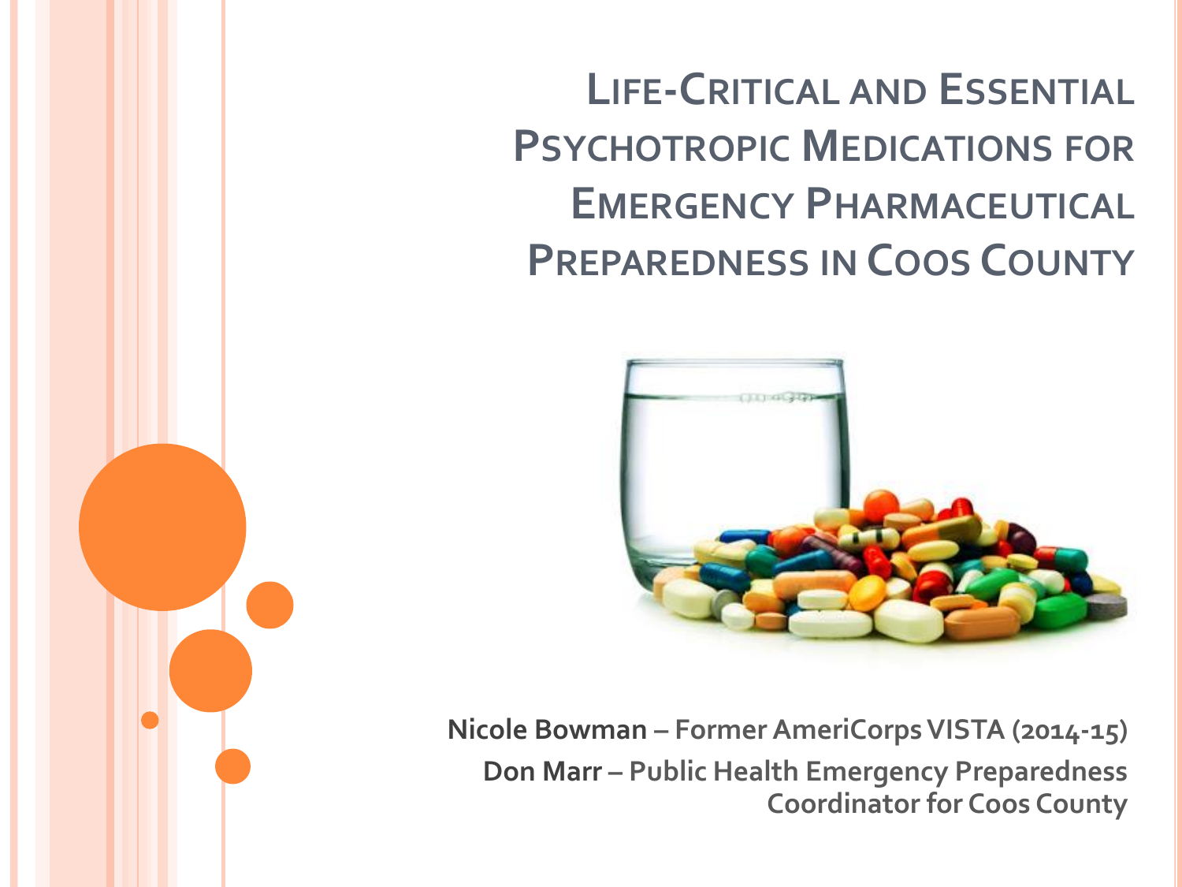# Life-Critical and Essential Psychotropic Medications for Emergency Pharmaceutical Preparedness in Coos County

**Nicole Bowman** – Former AmeriCorps VISTA (2014-15)

**Don Marr** – Public Health Emergency Preparedness Coordinator for Coos County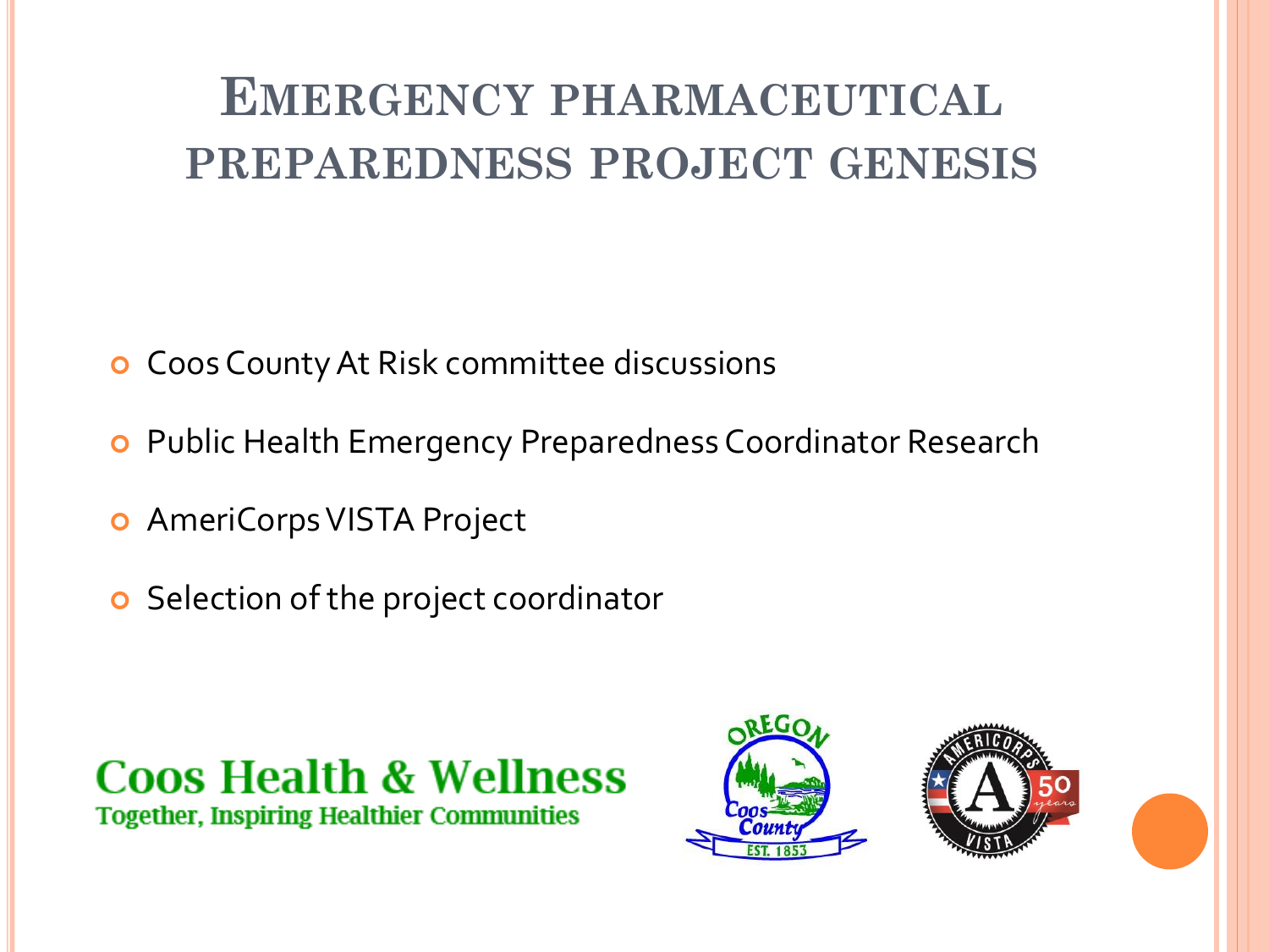# Emergency pharmaceutical preparedness project genesis

- Coos County At Risk committee discussions
- Public Health Emergency Preparedness Coordinator Research
- AmeriCorps VISTA Project
- Selection of the project coordinator

**Coos Health & Wellness**
**Together, Inspiring Healthier Communities**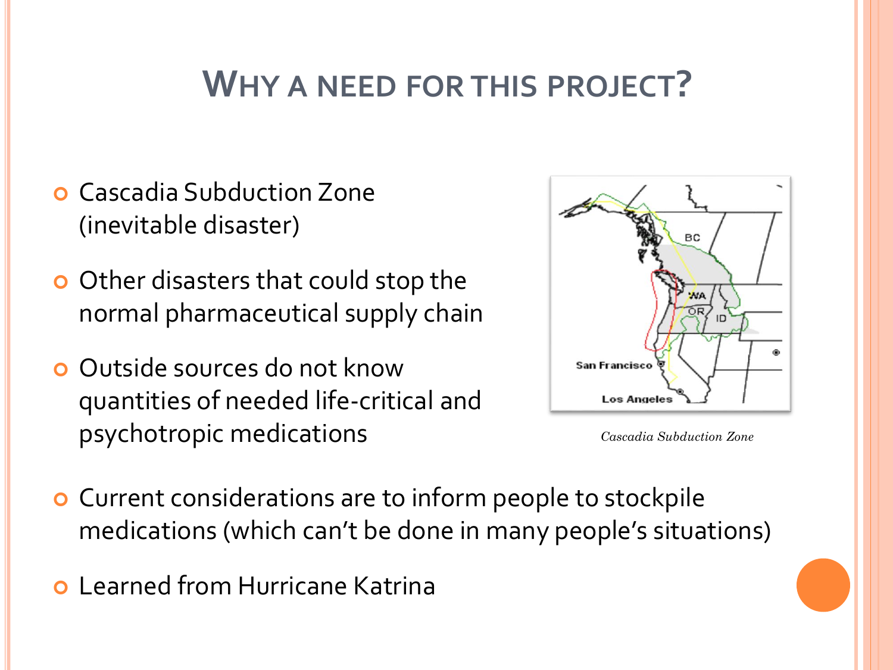# Why a need for this project?

- Cascadia Subduction Zone (inevitable disaster)
- Other disasters that could stop the normal pharmaceutical supply chain
- Outside sources do not know quantities of needed life-critical and psychotropic medications

*Cascadia Subduction Zone*

- Current considerations are to inform people to stockpile medications (which can't be done in many people's situations)
- Learned from Hurricane Katrina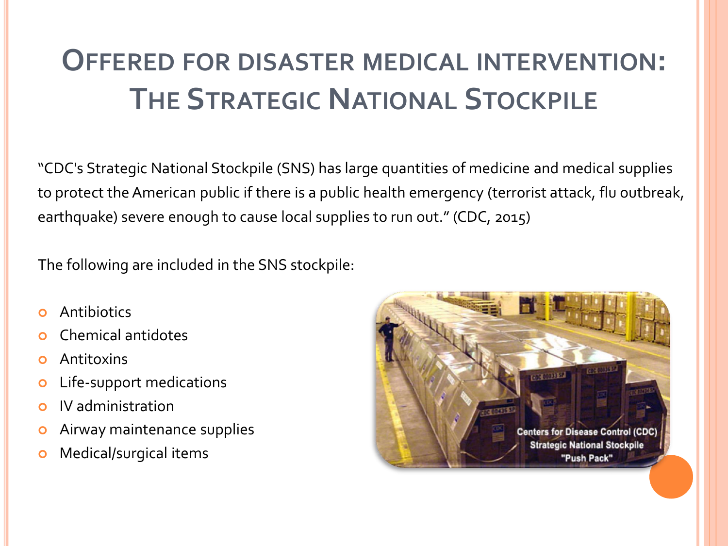# Offered for disaster medical intervention: The Strategic National Stockpile

"CDC's Strategic National Stockpile (SNS) has large quantities of medicine and medical supplies to protect the American public if there is a public health emergency (terrorist attack, flu outbreak, earthquake) severe enough to cause local supplies to run out." (CDC, 2015)

The following are included in the SNS stockpile:

- Antibiotics
- Chemical antidotes
- Antitoxins
- Life-support medications
- IV administration
- Airway maintenance supplies
- Medical/surgical items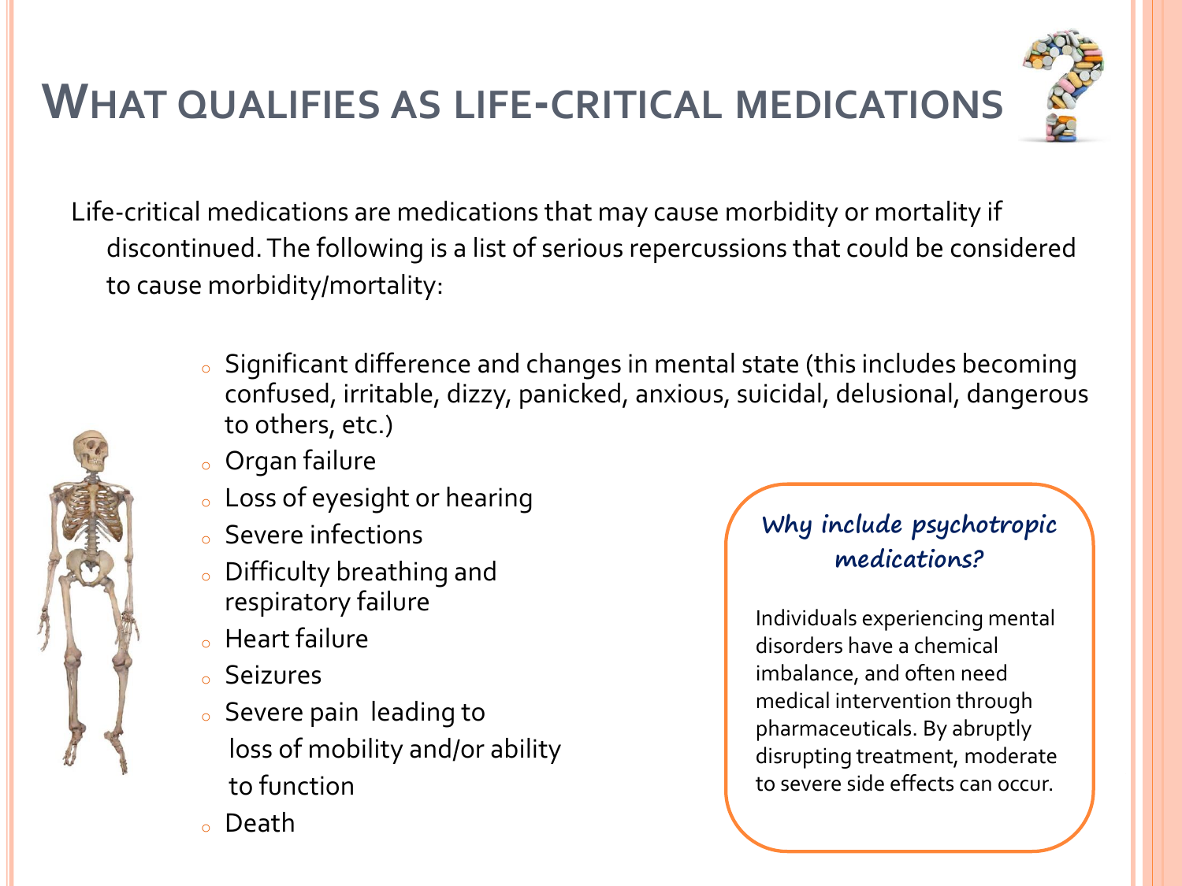# What qualifies as life-critical medications

Life-critical medications are medications that may cause morbidity or mortality if discontinued. The following is a list of serious repercussions that could be considered to cause morbidity/mortality:

- Significant difference and changes in mental state (this includes becoming confused, irritable, dizzy, panicked, anxious, suicidal, delusional, dangerous to others, etc.)
- Organ failure
- Loss of eyesight or hearing
- Severe infections
- Difficulty breathing and respiratory failure
- Heart failure
- Seizures
- Severe pain leading to loss of mobility and/or ability to function
- Death

### Why include psychotropic medications?

Individuals experiencing mental disorders have a chemical imbalance, and often need medical intervention through pharmaceuticals. By abruptly disrupting treatment, moderate to severe side effects can occur.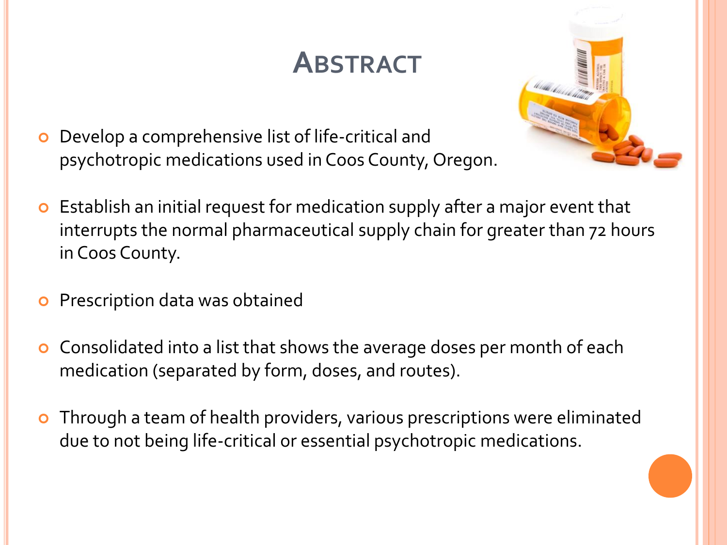# Abstract

- Develop a comprehensive list of life-critical and psychotropic medications used in Coos County, Oregon.
- Establish an initial request for medication supply after a major event that interrupts the normal pharmaceutical supply chain for greater than 72 hours in Coos County.
- Prescription data was obtained
- Consolidated into a list that shows the average doses per month of each medication (separated by form, doses, and routes).
- Through a team of health providers, various prescriptions were eliminated due to not being life-critical or essential psychotropic medications.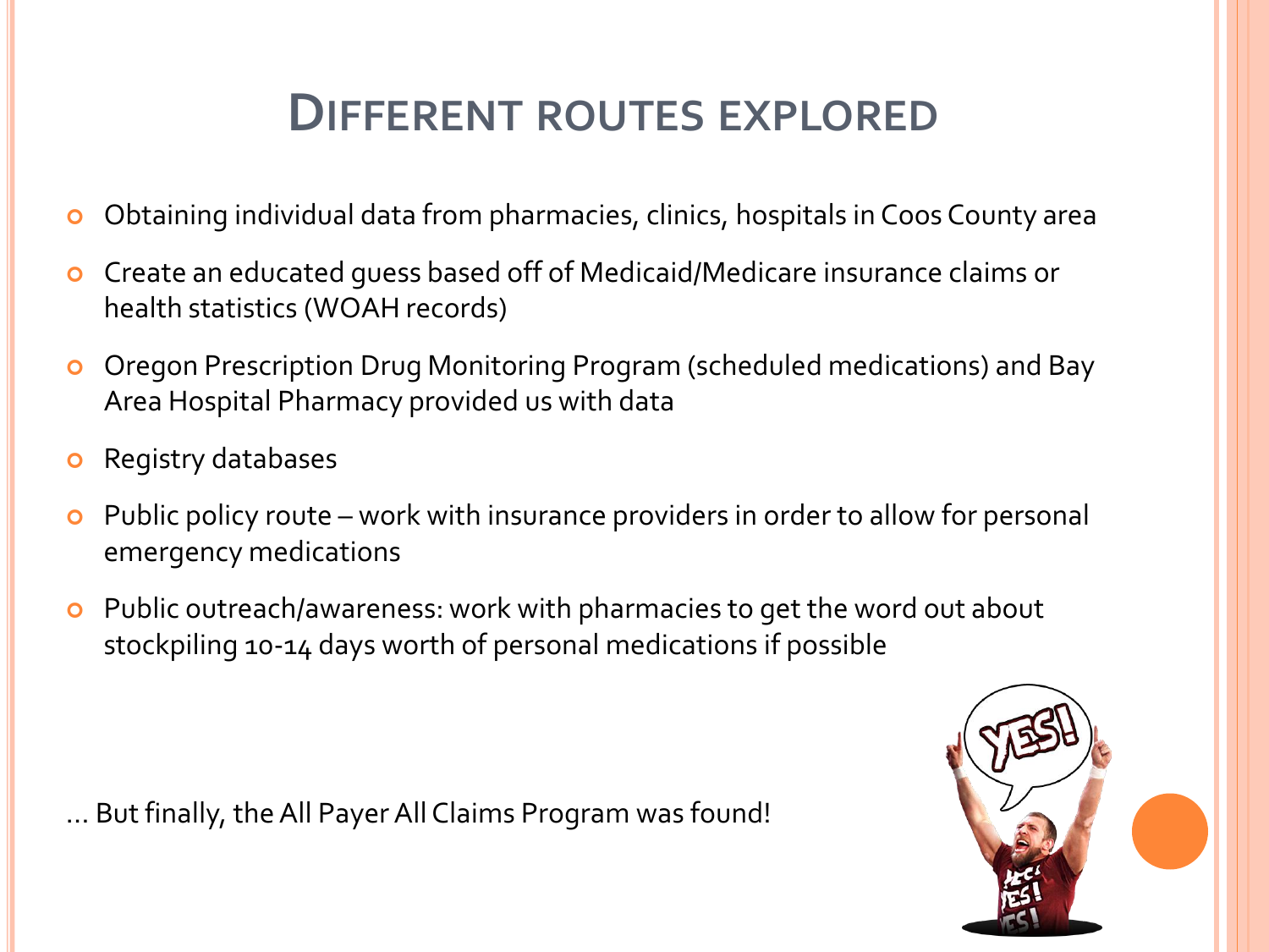# Different routes explored

- Obtaining individual data from pharmacies, clinics, hospitals in Coos County area
- Create an educated guess based off of Medicaid/Medicare insurance claims or health statistics (WOAH records)
- Oregon Prescription Drug Monitoring Program (scheduled medications) and Bay Area Hospital Pharmacy provided us with data
- Registry databases
- Public policy route – work with insurance providers in order to allow for personal emergency medications
- Public outreach/awareness: work with pharmacies to get the word out about stockpiling 10-14 days worth of personal medications if possible

… But finally, the All Payer All Claims Program was found!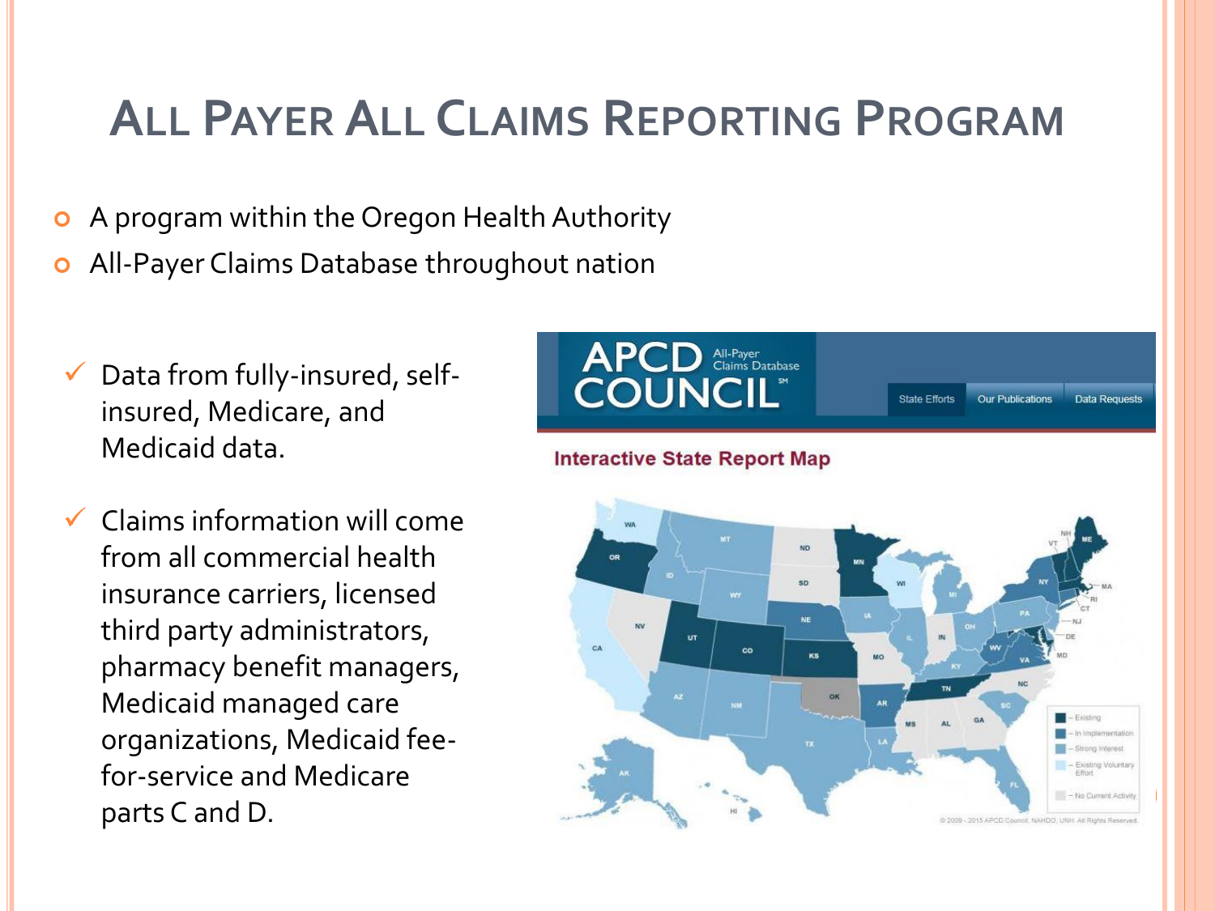# All Payer All Claims Reporting Program

- A program within the Oregon Health Authority
- All-Payer Claims Database throughout nation

- ✓ Data from fully-insured, self-insured, Medicare, and Medicaid data.
- ✓ Claims information will come from all commercial health insurance carriers, licensed third party administrators, pharmacy benefit managers, Medicaid managed care organizations, Medicaid fee-for-service and Medicare parts C and D.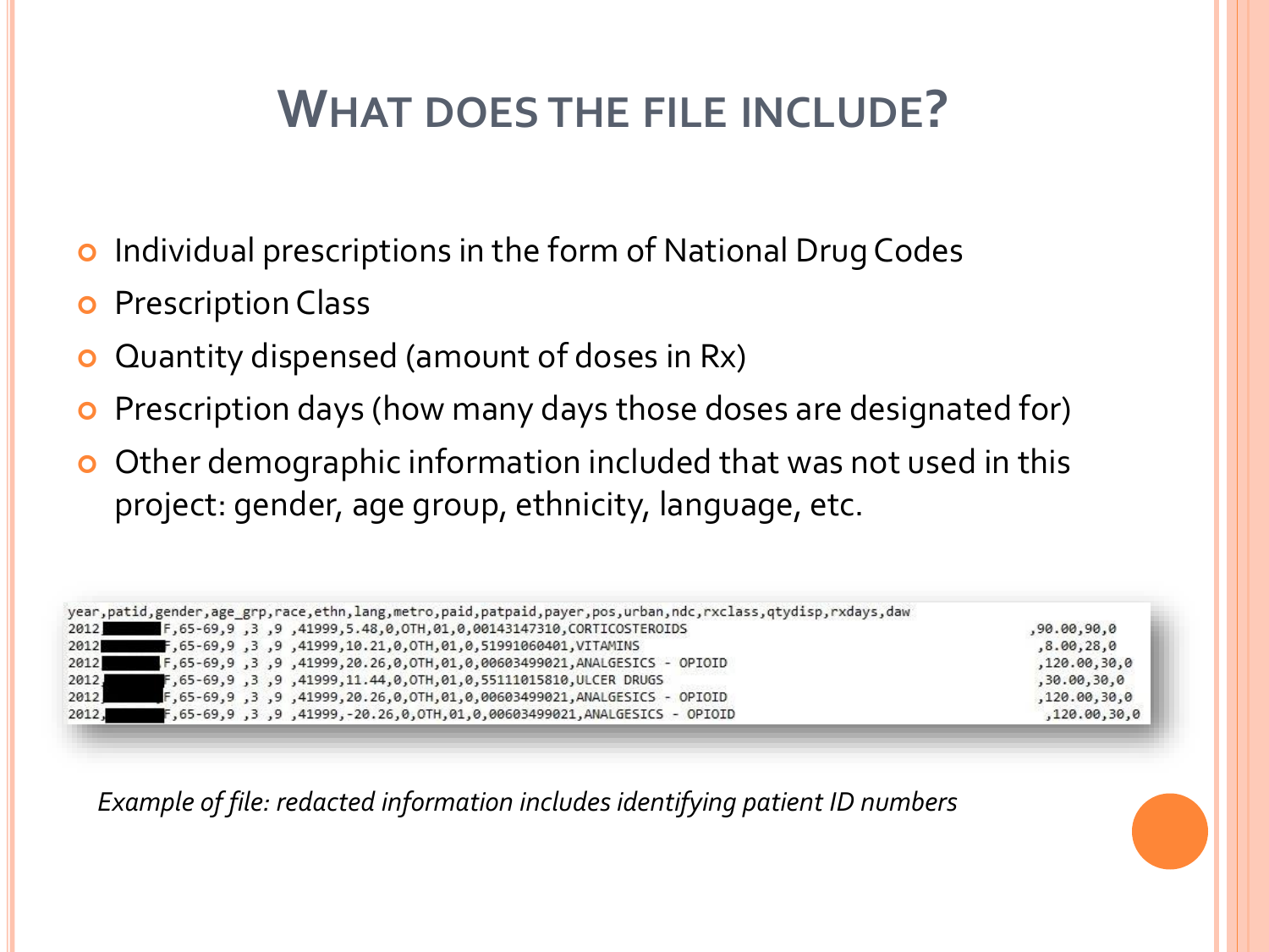# WHAT DOES THE FILE INCLUDE?

- Individual prescriptions in the form of National Drug Codes
- Prescription Class
- Quantity dispensed (amount of doses in Rx)
- Prescription days (how many days those doses are designated for)
- Other demographic information included that was not used in this project: gender, age group, ethnicity, language, etc.

```
year,patid,gender,age_grp,race,ethn,lang,metro,paid,patpaid,payer,pos,urban,ndc,rxclass,qtydisp,rxdays,daw
2012 ███████F,65-69,9 ,3 ,9 ,41999,5.48,0,OTH,01,0,00143147310,CORTICOSTEROIDS                    ,90.00,90,0
2012 ███████F,65-69,9 ,3 ,9 ,41999,10.21,0,OTH,01,0,51991060401,VITAMINS                          ,8.00,28,0
2012 ███████F,65-69,9 ,3 ,9 ,41999,20.26,0,OTH,01,0,00603499021,ANALGESICS - OPIOID               ,120.00,30,0
2012 ███████F,65-69,9 ,3 ,9 ,41999,11.44,0,OTH,01,0,55111015810,ULCER DRUGS                       ,30.00,30,0
2012 ███████F,65-69,9 ,3 ,9 ,41999,20.26,0,OTH,01,0,00603499021,ANALGESICS - OPIOID               ,120.00,30,0
2012 ███████F,65-69,9 ,3 ,9 ,41999,-20.26,0,OTH,01,0,00603499021,ANALGESICS - OPIOID              ,120.00,30,0
```

*Example of file: redacted information includes identifying patient ID numbers*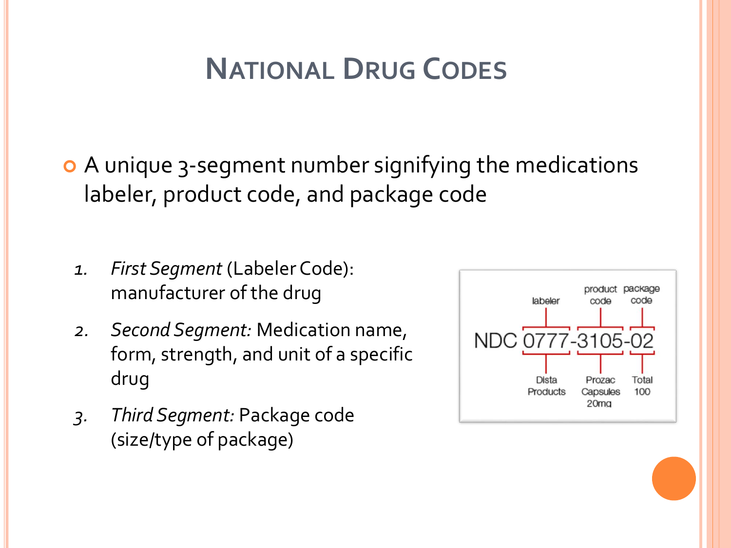# National Drug Codes

- A unique 3-segment number signifying the medications labeler, product code, and package code

1. *First Segment* (Labeler Code): manufacturer of the drug
2. *Second Segment:* Medication name, form, strength, and unit of a specific drug
3. *Third Segment:* Package code (size/type of package)

| | labeler | product code | package code |
| --- | --- | --- | --- |
| NDC | 0777 | 3105 | 02 |
| | Dista Products | Prozac Capsules 20mg | Total 100 |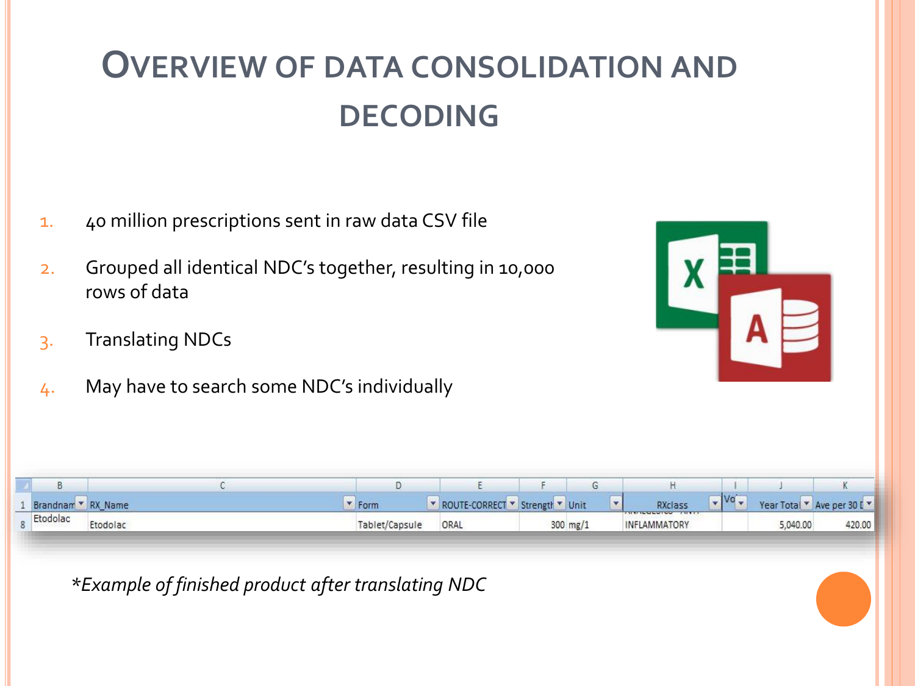# Overview of Data Consolidation and Decoding

1. 40 million prescriptions sent in raw data CSV file
2. Grouped all identical NDC's together, resulting in 10,000 rows of data
3. Translating NDCs
4. May have to search some NDC's individually

| Brandnam | RX_Name | Form | ROUTE-CORRECT | Strength | Unit | RXclass | Vo | Year Total | Ave per 30 D |
|---|---|---|---|---|---|---|---|---|---|
| Etodolac | Etodolac | Tablet/Capsule | ORAL | 300 | mg/1 | INFLAMMATORY | | 5,040.00 | 420.00 |

*\*Example of finished product after translating NDC*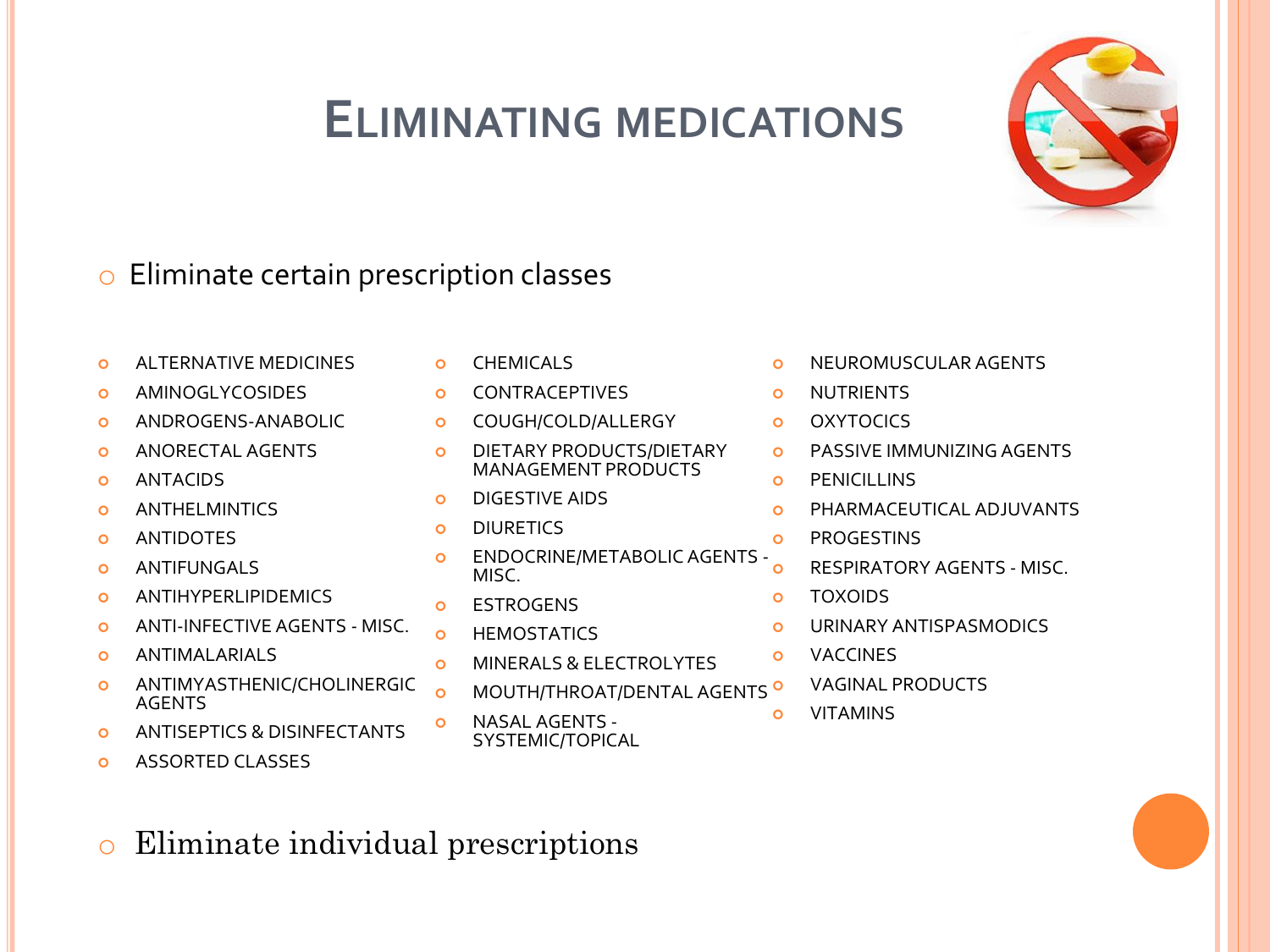# ELIMINATING MEDICATIONS

- Eliminate certain prescription classes

  - ALTERNATIVE MEDICINES
  - AMINOGLYCOSIDES
  - ANDROGENS-ANABOLIC
  - ANORECTAL AGENTS
  - ANTACIDS
  - ANTHELMINTICS
  - ANTIDOTES
  - ANTIFUNGALS
  - ANTIHYPERLIPIDEMICS
  - ANTI-INFECTIVE AGENTS - MISC.
  - ANTIMALARIALS
  - ANTIMYASTHENIC/CHOLINERGIC AGENTS
  - ANTISEPTICS & DISINFECTANTS
  - ASSORTED CLASSES
  - CHEMICALS
  - CONTRACEPTIVES
  - COUGH/COLD/ALLERGY
  - DIETARY PRODUCTS/DIETARY MANAGEMENT PRODUCTS
  - DIGESTIVE AIDS
  - DIURETICS
  - ENDOCRINE/METABOLIC AGENTS - MISC.
  - ESTROGENS
  - HEMOSTATICS
  - MINERALS & ELECTROLYTES
  - MOUTH/THROAT/DENTAL AGENTS
  - NASAL AGENTS - SYSTEMIC/TOPICAL
  - NEUROMUSCULAR AGENTS
  - NUTRIENTS
  - OXYTOCICS
  - PASSIVE IMMUNIZING AGENTS
  - PENICILLINS
  - PHARMACEUTICAL ADJUVANTS
  - PROGESTINS
  - RESPIRATORY AGENTS - MISC.
  - TOXOIDS
  - URINARY ANTISPASMODICS
  - VACCINES
  - VAGINAL PRODUCTS
  - VITAMINS

- Eliminate individual prescriptions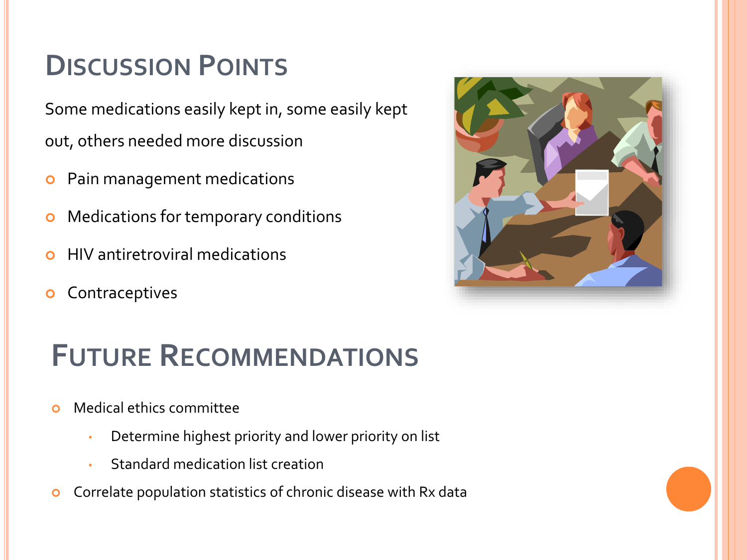# Discussion Points

Some medications easily kept in, some easily kept out, others needed more discussion

- Pain management medications
- Medications for temporary conditions
- HIV antiretroviral medications
- Contraceptives

# Future Recommendations

- Medical ethics committee
  - Determine highest priority and lower priority on list
  - Standard medication list creation
- Correlate population statistics of chronic disease with Rx data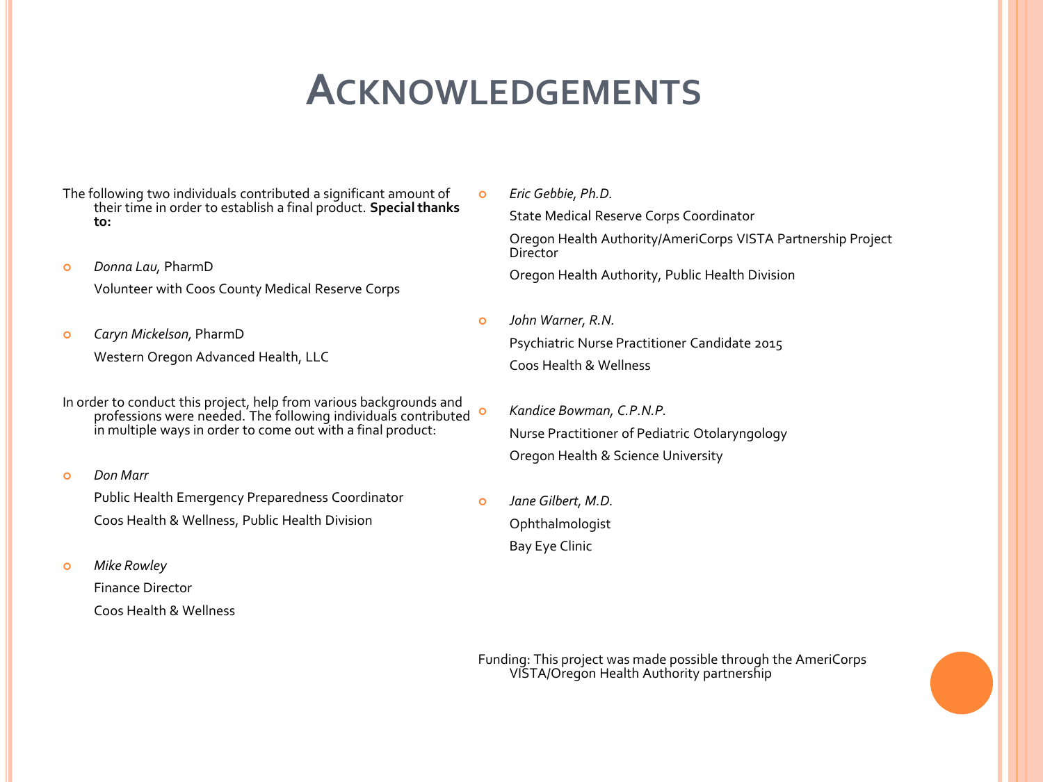# ACKNOWLEDGEMENTS

The following two individuals contributed a significant amount of their time in order to establish a final product. **Special thanks to:**

- *Donna Lau,* PharmD

  Volunteer with Coos County Medical Reserve Corps

- *Caryn Mickelson,* PharmD

  Western Oregon Advanced Health, LLC

In order to conduct this project, help from various backgrounds and professions were needed. The following individuals contributed in multiple ways in order to come out with a final product:

- *Don Marr*

  Public Health Emergency Preparedness Coordinator

  Coos Health & Wellness, Public Health Division

- *Mike Rowley*

  Finance Director

  Coos Health & Wellness

- *Eric Gebbie, Ph.D.*

  State Medical Reserve Corps Coordinator

  Oregon Health Authority/AmeriCorps VISTA Partnership Project Director

  Oregon Health Authority, Public Health Division

- *John Warner, R.N.*

  Psychiatric Nurse Practitioner Candidate 2015

  Coos Health & Wellness

- *Kandice Bowman, C.P.N.P.*

  Nurse Practitioner of Pediatric Otolaryngology

  Oregon Health & Science University

- *Jane Gilbert, M.D.*

  Ophthalmologist

  Bay Eye Clinic

Funding: This project was made possible through the AmeriCorps VISTA/Oregon Health Authority partnership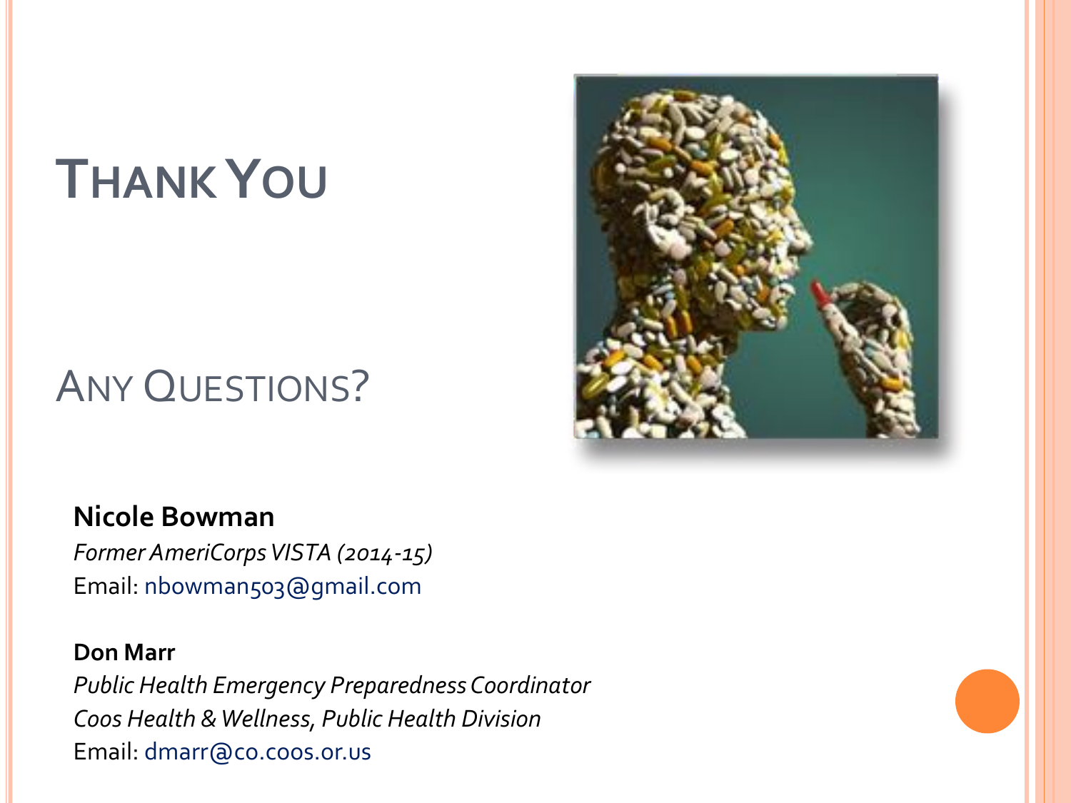# Thank You

## Any Questions?

**Nicole Bowman**
*Former AmeriCorps VISTA (2014-15)*
Email: nbowman503@gmail.com

**Don Marr**
*Public Health Emergency Preparedness Coordinator*
*Coos Health & Wellness, Public Health Division*
Email: dmarr@co.coos.or.us